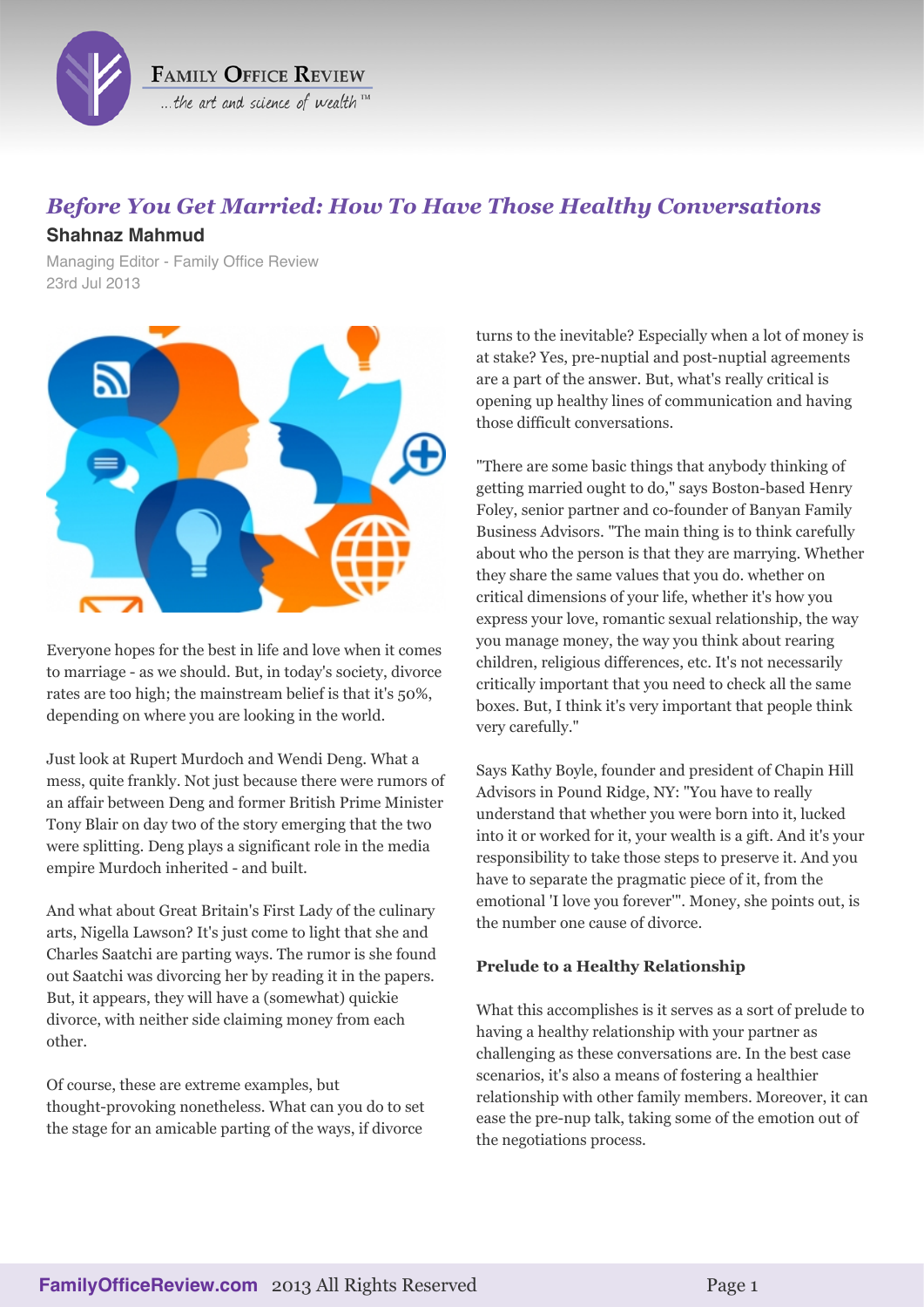# *Before You Get Married: How To Have Those Healthy Conversations*

**Shahnaz Mahmud**

Managing Editor - Family Office Review
23rd Jul 2013

Everyone hopes for the best in life and love when it comes to marriage - as we should. But, in today's society, divorce rates are too high; the mainstream belief is that it's 50%, depending on where you are looking in the world.

Just look at Rupert Murdoch and Wendi Deng. What a mess, quite frankly. Not just because there were rumors of an affair between Deng and former British Prime Minister Tony Blair on day two of the story emerging that the two were splitting. Deng plays a significant role in the media empire Murdoch inherited - and built.

And what about Great Britain's First Lady of the culinary arts, Nigella Lawson? It's just come to light that she and Charles Saatchi are parting ways. The rumor is she found out Saatchi was divorcing her by reading it in the papers. But, it appears, they will have a (somewhat) quickie divorce, with neither side claiming money from each other.

Of course, these are extreme examples, but thought-provoking nonetheless. What can you do to set the stage for an amicable parting of the ways, if divorce turns to the inevitable? Especially when a lot of money is at stake? Yes, pre-nuptial and post-nuptial agreements are a part of the answer. But, what's really critical is opening up healthy lines of communication and having those difficult conversations.

"There are some basic things that anybody thinking of getting married ought to do," says Boston-based Henry Foley, senior partner and co-founder of Banyan Family Business Advisors. "The main thing is to think carefully about who the person is that they are marrying. Whether they share the same values that you do. whether on critical dimensions of your life, whether it's how you express your love, romantic sexual relationship, the way you manage money, the way you think about rearing children, religious differences, etc. It's not necessarily critically important that you need to check all the same boxes. But, I think it's very important that people think very carefully."

Says Kathy Boyle, founder and president of Chapin Hill Advisors in Pound Ridge, NY: "You have to really understand that whether you were born into it, lucked into it or worked for it, your wealth is a gift. And it's your responsibility to take those steps to preserve it. And you have to separate the pragmatic piece of it, from the emotional 'I love you forever'". Money, she points out, is the number one cause of divorce.

### Prelude to a Healthy Relationship

What this accomplishes is it serves as a sort of prelude to having a healthy relationship with your partner as challenging as these conversations are. In the best case scenarios, it's also a means of fostering a healthier relationship with other family members. Moreover, it can ease the pre-nup talk, taking some of the emotion out of the negotiations process.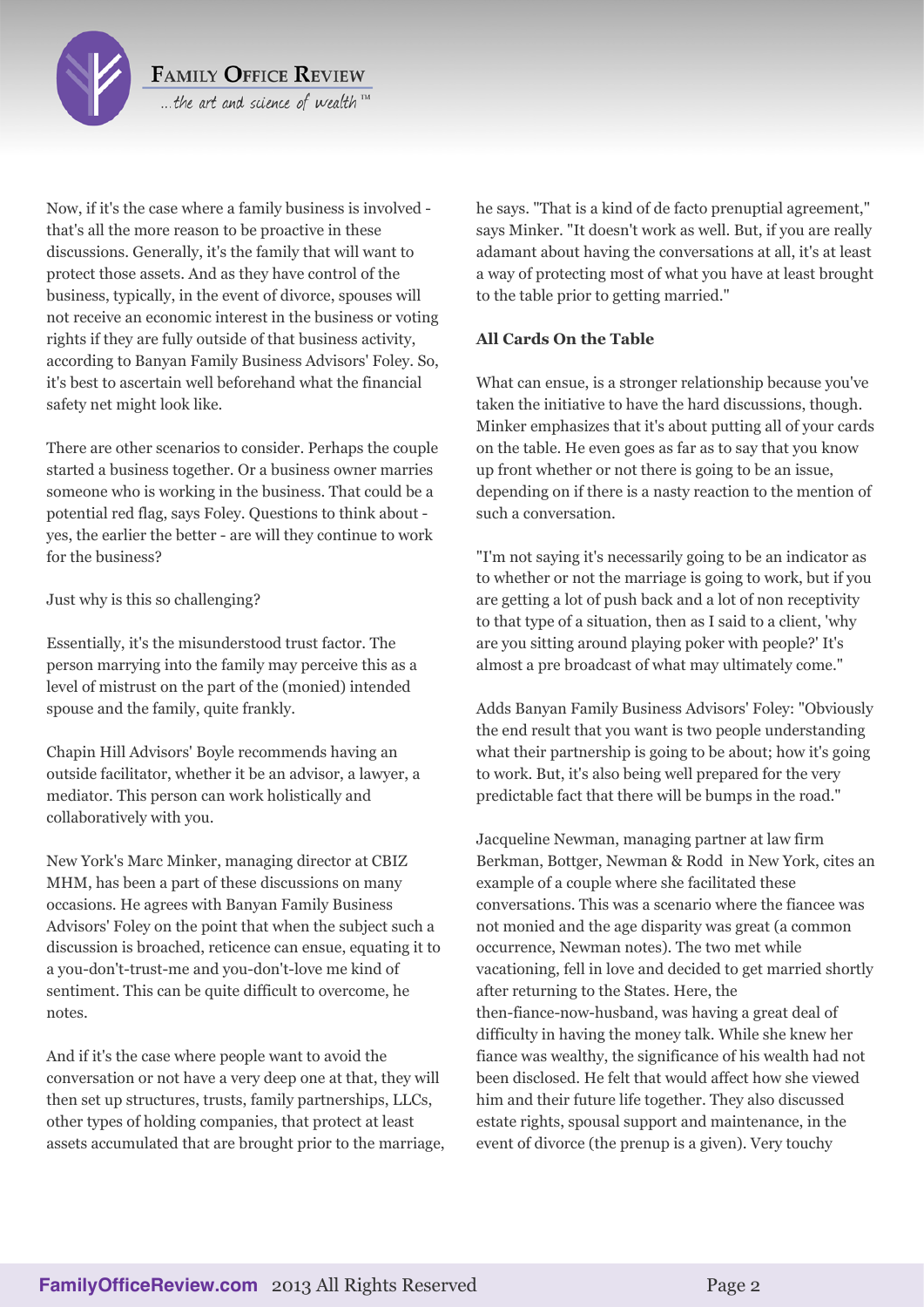Now, if it's the case where a family business is involved - that's all the more reason to be proactive in these discussions. Generally, it's the family that will want to protect those assets. And as they have control of the business, typically, in the event of divorce, spouses will not receive an economic interest in the business or voting rights if they are fully outside of that business activity, according to Banyan Family Business Advisors' Foley. So, it's best to ascertain well beforehand what the financial safety net might look like.

There are other scenarios to consider. Perhaps the couple started a business together. Or a business owner marries someone who is working in the business. That could be a potential red flag, says Foley. Questions to think about - yes, the earlier the better - are will they continue to work for the business?

Just why is this so challenging?

Essentially, it's the misunderstood trust factor. The person marrying into the family may perceive this as a level of mistrust on the part of the (monied) intended spouse and the family, quite frankly.

Chapin Hill Advisors' Boyle recommends having an outside facilitator, whether it be an advisor, a lawyer, a mediator. This person can work holistically and collaboratively with you.

New York's Marc Minker, managing director at CBIZ MHM, has been a part of these discussions on many occasions. He agrees with Banyan Family Business Advisors' Foley on the point that when the subject such a discussion is broached, reticence can ensue, equating it to a you-don't-trust-me and you-don't-love me kind of sentiment. This can be quite difficult to overcome, he notes.

And if it's the case where people want to avoid the conversation or not have a very deep one at that, they will then set up structures, trusts, family partnerships, LLCs, other types of holding companies, that protect at least assets accumulated that are brought prior to the marriage, he says. "That is a kind of de facto prenuptial agreement," says Minker. "It doesn't work as well. But, if you are really adamant about having the conversations at all, it's at least a way of protecting most of what you have at least brought to the table prior to getting married."

**All Cards On the Table**

What can ensue, is a stronger relationship because you've taken the initiative to have the hard discussions, though. Minker emphasizes that it's about putting all of your cards on the table. He even goes as far as to say that you know up front whether or not there is going to be an issue, depending on if there is a nasty reaction to the mention of such a conversation.

"I'm not saying it's necessarily going to be an indicator as to whether or not the marriage is going to work, but if you are getting a lot of push back and a lot of non receptivity to that type of a situation, then as I said to a client, 'why are you sitting around playing poker with people?' It's almost a pre broadcast of what may ultimately come."

Adds Banyan Family Business Advisors' Foley: "Obviously the end result that you want is two people understanding what their partnership is going to be about; how it's going to work. But, it's also being well prepared for the very predictable fact that there will be bumps in the road."

Jacqueline Newman, managing partner at law firm Berkman, Bottger, Newman & Rodd in New York, cites an example of a couple where she facilitated these conversations. This was a scenario where the fiancee was not monied and the age disparity was great (a common occurrence, Newman notes). The two met while vacationing, fell in love and decided to get married shortly after returning to the States. Here, the then-fiance-now-husband, was having a great deal of difficulty in having the money talk. While she knew her fiance was wealthy, the significance of his wealth had not been disclosed. He felt that would affect how she viewed him and their future life together. They also discussed estate rights, spousal support and maintenance, in the event of divorce (the prenup is a given). Very touchy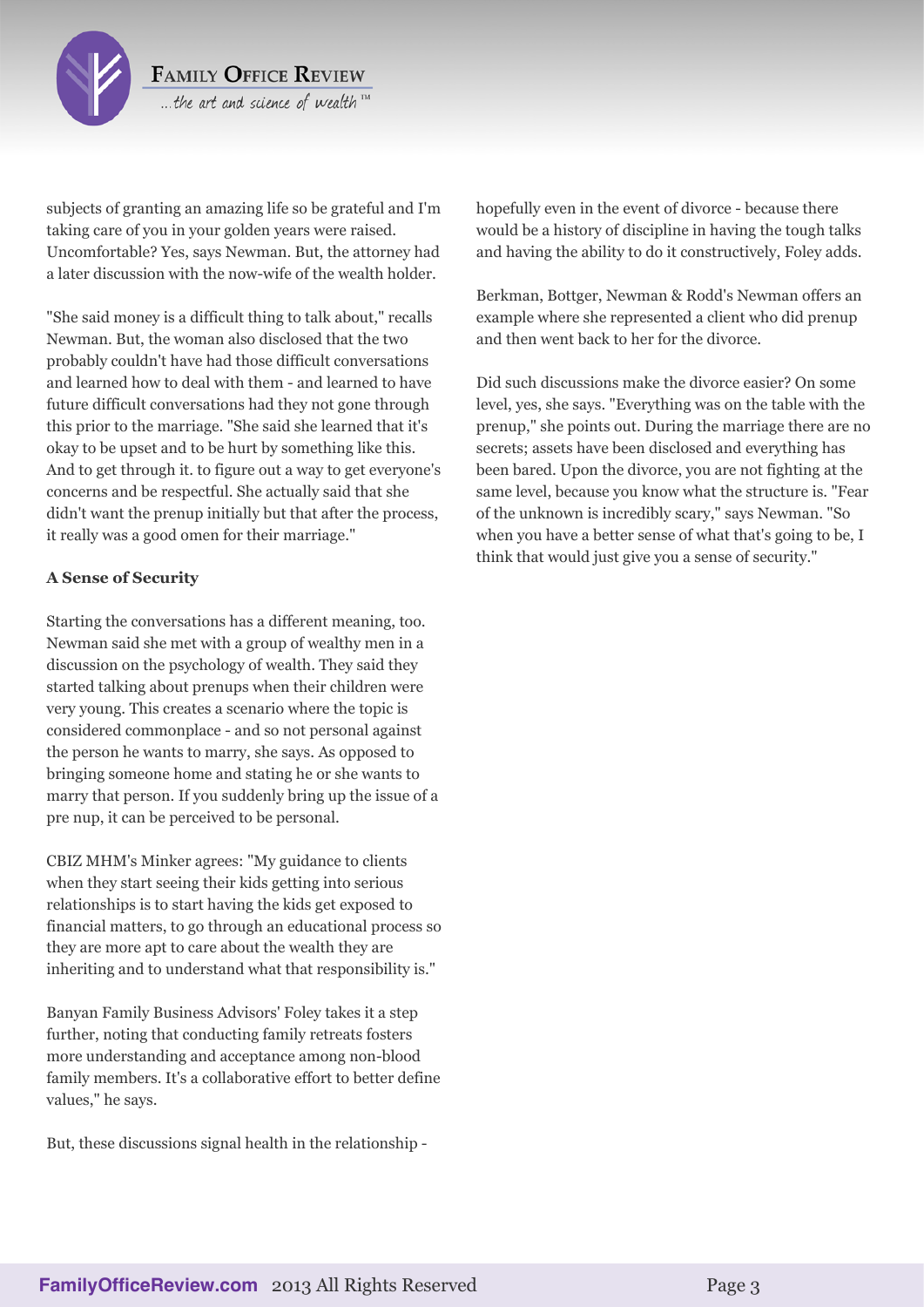subjects of granting an amazing life so be grateful and I'm taking care of you in your golden years were raised. Uncomfortable? Yes, says Newman. But, the attorney had a later discussion with the now-wife of the wealth holder.

"She said money is a difficult thing to talk about," recalls Newman. But, the woman also disclosed that the two probably couldn't have had those difficult conversations and learned how to deal with them - and learned to have future difficult conversations had they not gone through this prior to the marriage. "She said she learned that it's okay to be upset and to be hurt by something like this. And to get through it. to figure out a way to get everyone's concerns and be respectful. She actually said that she didn't want the prenup initially but that after the process, it really was a good omen for their marriage."

**A Sense of Security**

Starting the conversations has a different meaning, too. Newman said she met with a group of wealthy men in a discussion on the psychology of wealth. They said they started talking about prenups when their children were very young. This creates a scenario where the topic is considered commonplace - and so not personal against the person he wants to marry, she says. As opposed to bringing someone home and stating he or she wants to marry that person. If you suddenly bring up the issue of a pre nup, it can be perceived to be personal.

CBIZ MHM's Minker agrees: "My guidance to clients when they start seeing their kids getting into serious relationships is to start having the kids get exposed to financial matters, to go through an educational process so they are more apt to care about the wealth they are inheriting and to understand what that responsibility is."

Banyan Family Business Advisors' Foley takes it a step further, noting that conducting family retreats fosters more understanding and acceptance among non-blood family members. It's a collaborative effort to better define values," he says.

But, these discussions signal health in the relationship - hopefully even in the event of divorce - because there would be a history of discipline in having the tough talks and having the ability to do it constructively, Foley adds.

Berkman, Bottger, Newman & Rodd's Newman offers an example where she represented a client who did prenup and then went back to her for the divorce.

Did such discussions make the divorce easier? On some level, yes, she says. "Everything was on the table with the prenup," she points out. During the marriage there are no secrets; assets have been disclosed and everything has been bared. Upon the divorce, you are not fighting at the same level, because you know what the structure is. "Fear of the unknown is incredibly scary," says Newman. "So when you have a better sense of what that's going to be, I think that would just give you a sense of security."